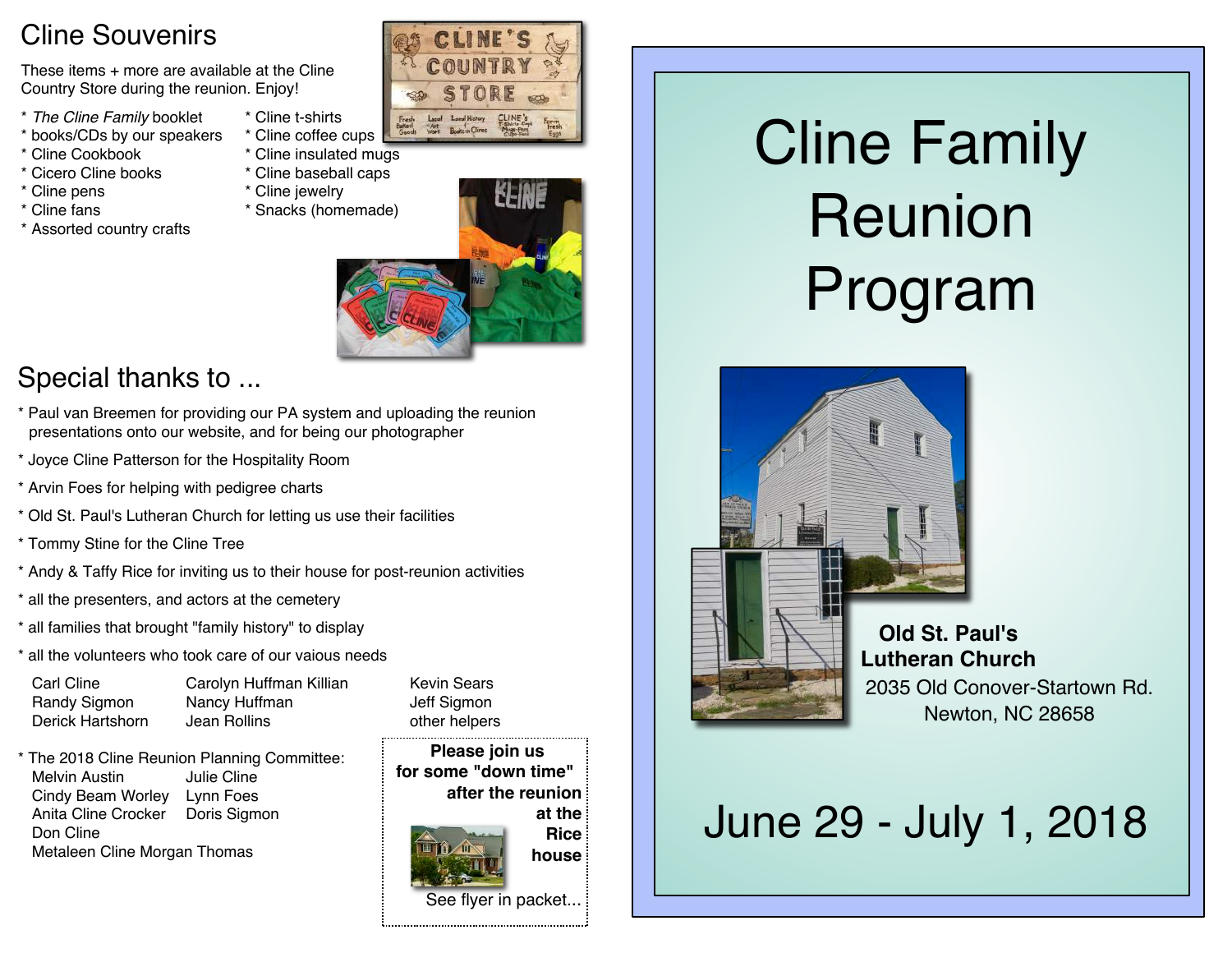## Cline Souvenirs

These items + more are available at the Cline Country Store during the reunion. Enjoy!

* *The Cline Family* booklet
* books/CDs by our speakers
* Cline Cookbook
* Cicero Cline books
* Cline pens
* Cline fans
* Assorted country crafts
* Cline t-shirts
* Cline coffee cups
* Cline insulated mugs
* Cline baseball caps
* Cline jewelry
* Snacks (homemade)

## Special thanks to ...

* Paul van Breemen for providing our PA system and uploading the reunion presentations onto our website, and for being our photographer
* Joyce Cline Patterson for the Hospitality Room
* Arvin Foes for helping with pedigree charts
* Old St. Paul's Lutheran Church for letting us use their facilities
* Tommy Stine for the Cline Tree
* Andy & Taffy Rice for inviting us to their house for post-reunion activities
* all the presenters, and actors at the cemetery
* all families that brought "family history" to display
* all the volunteers who took care of our vaious needs

  Carl Cline
  Randy Sigmon
  Derick Hartshorn
  Carolyn Huffman Killian
  Nancy Huffman
  Jean Rollins
  Kevin Sears
  Jeff Sigmon
  other helpers

* The 2018 Cline Reunion Planning Committee:

  Melvin Austin
  Cindy Beam Worley
  Anita Cline Crocker
  Don Cline
  Metaleen Cline Morgan Thomas
  Julie Cline
  Lynn Foes
  Doris Sigmon

**Please join us for some "down time" after the reunion at the Rice house**

See flyer in packet...

# Cline Family Reunion Program

**Old St. Paul's Lutheran Church**

2035 Old Conover-Startown Rd.
Newton, NC 28658

## June 29 - July 1, 2018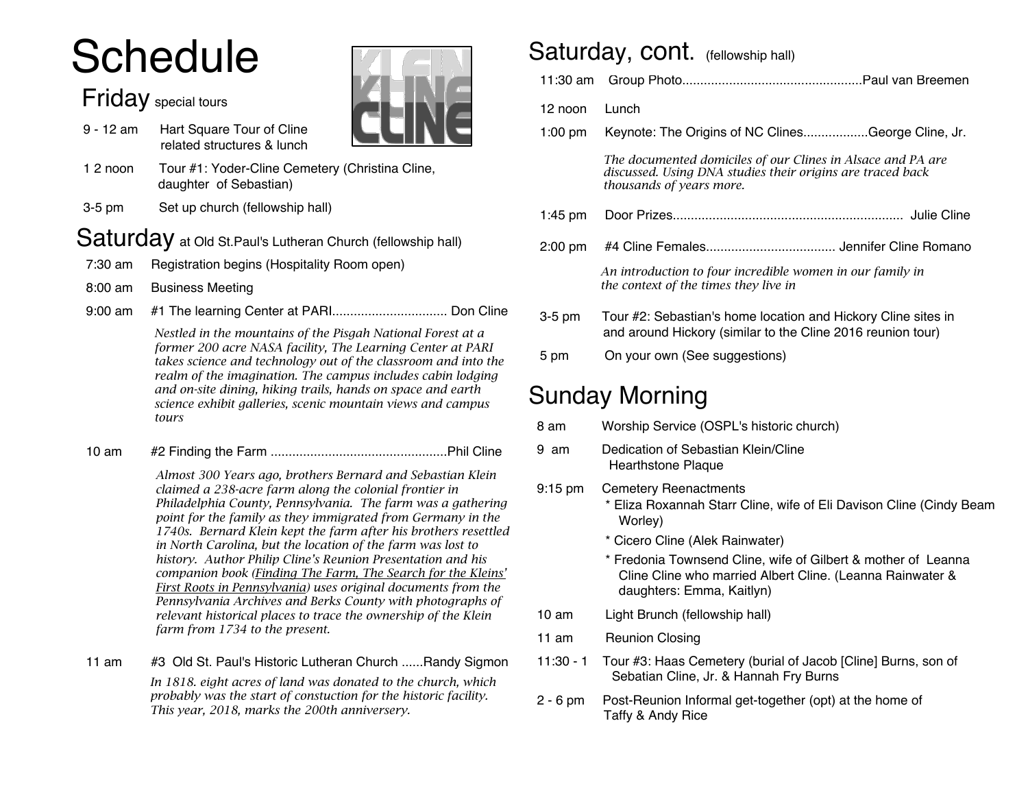# Schedule

## Friday special tours

9 - 12 am Hart Square Tour of Cline related structures & lunch

1 2 noon Tour #1: Yoder-Cline Cemetery (Christina Cline, daughter of Sebastian)

3-5 pm Set up church (fellowship hall)

## Saturday at Old St.Paul's Lutheran Church (fellowship hall)

7:30 am Registration begins (Hospitality Room open)

8:00 am Business Meeting

9:00 am #1 The learning Center at PARI................................ Don Cline

*Nestled in the mountains of the Pisgah National Forest at a former 200 acre NASA facility, The Learning Center at PARI takes science and technology out of the classroom and into the realm of the imagination. The campus includes cabin lodging and on-site dining, hiking trails, hands on space and earth science exhibit galleries, scenic mountain views and campus tours*

10 am #2 Finding the Farm ................................................Phil Cline

*Almost 300 Years ago, brothers Bernard and Sebastian Klein claimed a 238-acre farm along the colonial frontier in Philadelphia County, Pennsylvania. The farm was a gathering point for the family as they immigrated from Germany in the 1740s. Bernard Klein kept the farm after his brothers resettled in North Carolina, but the location of the farm was lost to history. Author Philip Cline's Reunion Presentation and his companion book (<u>Finding The Farm, The Search for the Kleins' First Roots in Pennsylvania</u>) uses original documents from the Pennsylvania Archives and Berks County with photographs of relevant historical places to trace the ownership of the Klein farm from 1734 to the present.*

11 am #3 Old St. Paul's Historic Lutheran Church ......Randy Sigmon

*In 1818. eight acres of land was donated to the church, which probably was the start of constuction for the historic facility. This year, 2018, marks the 200th anniversery.*

## Saturday, cont. (fellowship hall)

11:30 am Group Photo.................................................Paul van Breemen

12 noon Lunch

1:00 pm Keynote: The Origins of NC Clines..................George Cline, Jr.

*The documented domiciles of our Clines in Alsace and PA are discussed. Using DNA studies their origins are traced back thousands of years more.*

1:45 pm Door Prizes............................................................... Julie Cline

2:00 pm #4 Cline Females.................................... Jennifer Cline Romano

*An introduction to four incredible women in our family in the context of the times they live in*

3-5 pm Tour #2: Sebastian's home location and Hickory Cline sites in and around Hickory (similar to the Cline 2016 reunion tour)

5 pm On your own (See suggestions)

## Sunday Morning

8 am Worship Service (OSPL's historic church)

9 am Dedication of Sebastian Klein/Cline Hearthstone Plaque

9:15 pm Cemetery Reenactments

* Eliza Roxannah Starr Cline, wife of Eli Davison Cline (Cindy Beam Worley)
* Cicero Cline (Alek Rainwater)
* Fredonia Townsend Cline, wife of Gilbert & mother of Leanna Cline Cline who married Albert Cline. (Leanna Rainwater & daughters: Emma, Kaitlyn)

10 am Light Brunch (fellowship hall)

11 am Reunion Closing

11:30 - 1 Tour #3: Haas Cemetery (burial of Jacob [Cline] Burns, son of Sebatian Cline, Jr. & Hannah Fry Burns

2 - 6 pm Post-Reunion Informal get-together (opt) at the home of Taffy & Andy Rice